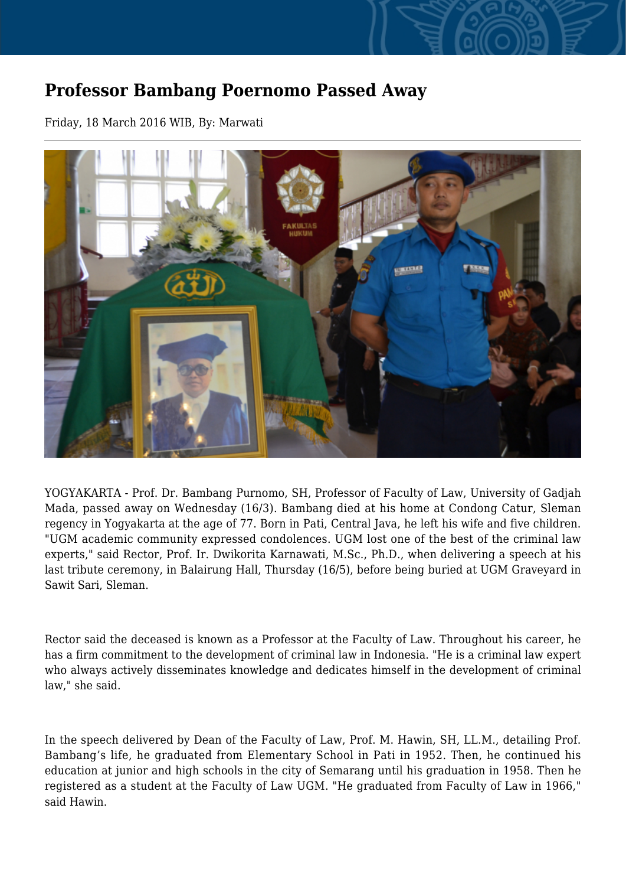# Professor Bambang Poernomo Passed Away

Friday, 18 March 2016 WIB, By: Marwati

YOGYAKARTA - Prof. Dr. Bambang Purnomo, SH, Professor of Faculty of Law, University of Gadjah Mada, passed away on Wednesday (16/3). Bambang died at his home at Condong Catur, Sleman regency in Yogyakarta at the age of 77. Born in Pati, Central Java, he left his wife and five children. "UGM academic community expressed condolences. UGM lost one of the best of the criminal law experts," said Rector, Prof. Ir. Dwikorita Karnawati, M.Sc., Ph.D., when delivering a speech at his last tribute ceremony, in Balairung Hall, Thursday (16/5), before being buried at UGM Graveyard in Sawit Sari, Sleman.

Rector said the deceased is known as a Professor at the Faculty of Law. Throughout his career, he has a firm commitment to the development of criminal law in Indonesia. "He is a criminal law expert who always actively disseminates knowledge and dedicates himself in the development of criminal law," she said.

In the speech delivered by Dean of the Faculty of Law, Prof. M. Hawin, SH, LL.M., detailing Prof. Bambang's life, he graduated from Elementary School in Pati in 1952. Then, he continued his education at junior and high schools in the city of Semarang until his graduation in 1958. Then he registered as a student at the Faculty of Law UGM. "He graduated from Faculty of Law in 1966," said Hawin.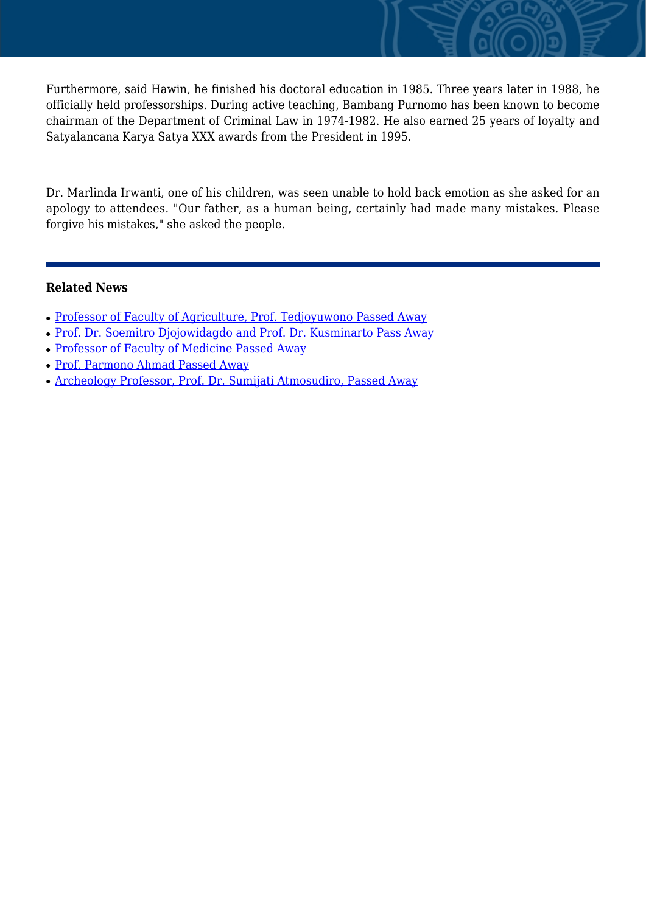Furthermore, said Hawin, he finished his doctoral education in 1985. Three years later in 1988, he officially held professorships. During active teaching, Bambang Purnomo has been known to become chairman of the Department of Criminal Law in 1974-1982. He also earned 25 years of loyalty and Satyalancana Karya Satya XXX awards from the President in 1995.

Dr. Marlinda Irwanti, one of his children, was seen unable to hold back emotion as she asked for an apology to attendees. "Our father, as a human being, certainly had made many mistakes. Please forgive his mistakes," she asked the people.

---

**Related News**

- Professor of Faculty of Agriculture, Prof. Tedjoyuwono Passed Away
- Prof. Dr. Soemitro Djojowidagdo and Prof. Dr. Kusminarto Pass Away
- Professor of Faculty of Medicine Passed Away
- Prof. Parmono Ahmad Passed Away
- Archeology Professor, Prof. Dr. Sumijati Atmosudiro, Passed Away